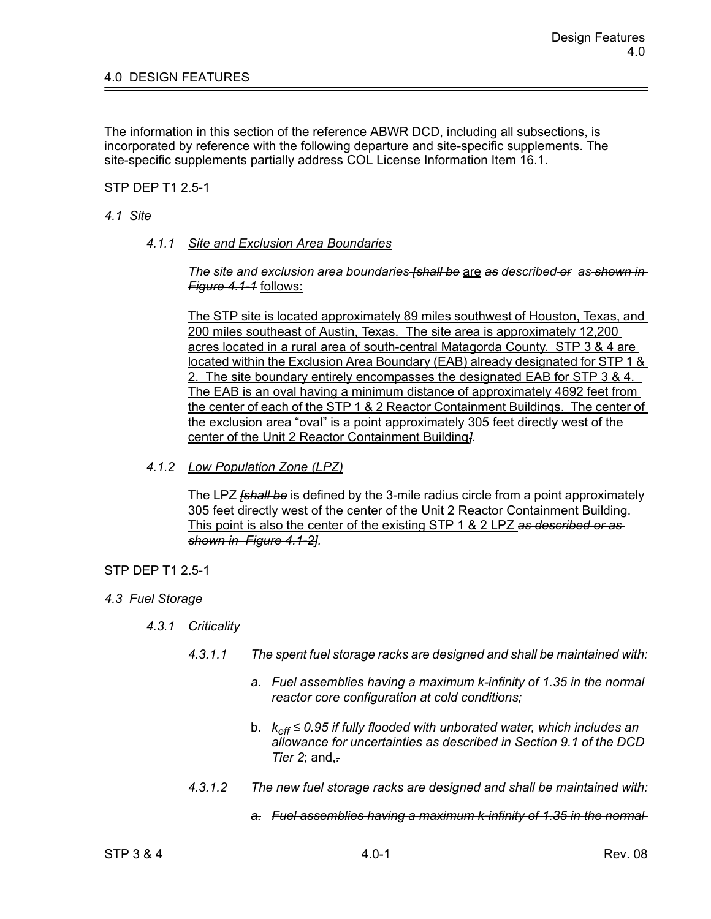# 4.0 DESIGN FEATURES

The information in this section of the reference ABWR DCD, including all subsections, is incorporated by reference with the following departure and site-specific supplements. The site-specific supplements partially address COL License Information Item 16.1.

STP DEP T1 2.5-1

*4.1 Site*

*4.1.1 Site and Exclusion Area Boundaries*

*The site and exclusion area boundaries ~~[shall be~~* are *~~as~~ described ~~or as shown in Figure 4.1-1~~* follows:

The STP site is located approximately 89 miles southwest of Houston, Texas, and 200 miles southeast of Austin, Texas. The site area is approximately 12,200 acres located in a rural area of south-central Matagorda County. STP 3 & 4 are located within the Exclusion Area Boundary (EAB) already designated for STP 1 & 2. The site boundary entirely encompasses the designated EAB for STP 3 & 4. The EAB is an oval having a minimum distance of approximately 4692 feet from the center of each of the STP 1 & 2 Reactor Containment Buildings. The center of the exclusion area "oval" is a point approximately 305 feet directly west of the center of the Unit 2 Reactor Containment Building*]*.

*4.1.2 Low Population Zone (LPZ)*

The LPZ *~~[shall be~~* is defined by the 3-mile radius circle from a point approximately 305 feet directly west of the center of the Unit 2 Reactor Containment Building. This point is also the center of the existing STP 1 & 2 LPZ *~~as described or as shown in Figure 4.1-2~~].*

STP DEP T1 2.5-1

*4.3 Fuel Storage*

*4.3.1 Criticality*

*4.3.1.1 The spent fuel storage racks are designed and shall be maintained with:*

*a. Fuel assemblies having a maximum k-infinity of 1.35 in the normal reactor core configuration at cold conditions;*

b. *$k_{eff} \leq 0.95$ if fully flooded with unborated water, which includes an allowance for uncertainties as described in Section 9.1 of the DCD Tier 2*; and,~~.~~

~~*4.3.1.2 The new fuel storage racks are designed and shall be maintained with:*~~

~~*a. Fuel assemblies having a maximum k-infinity of 1.35 in the normal*~~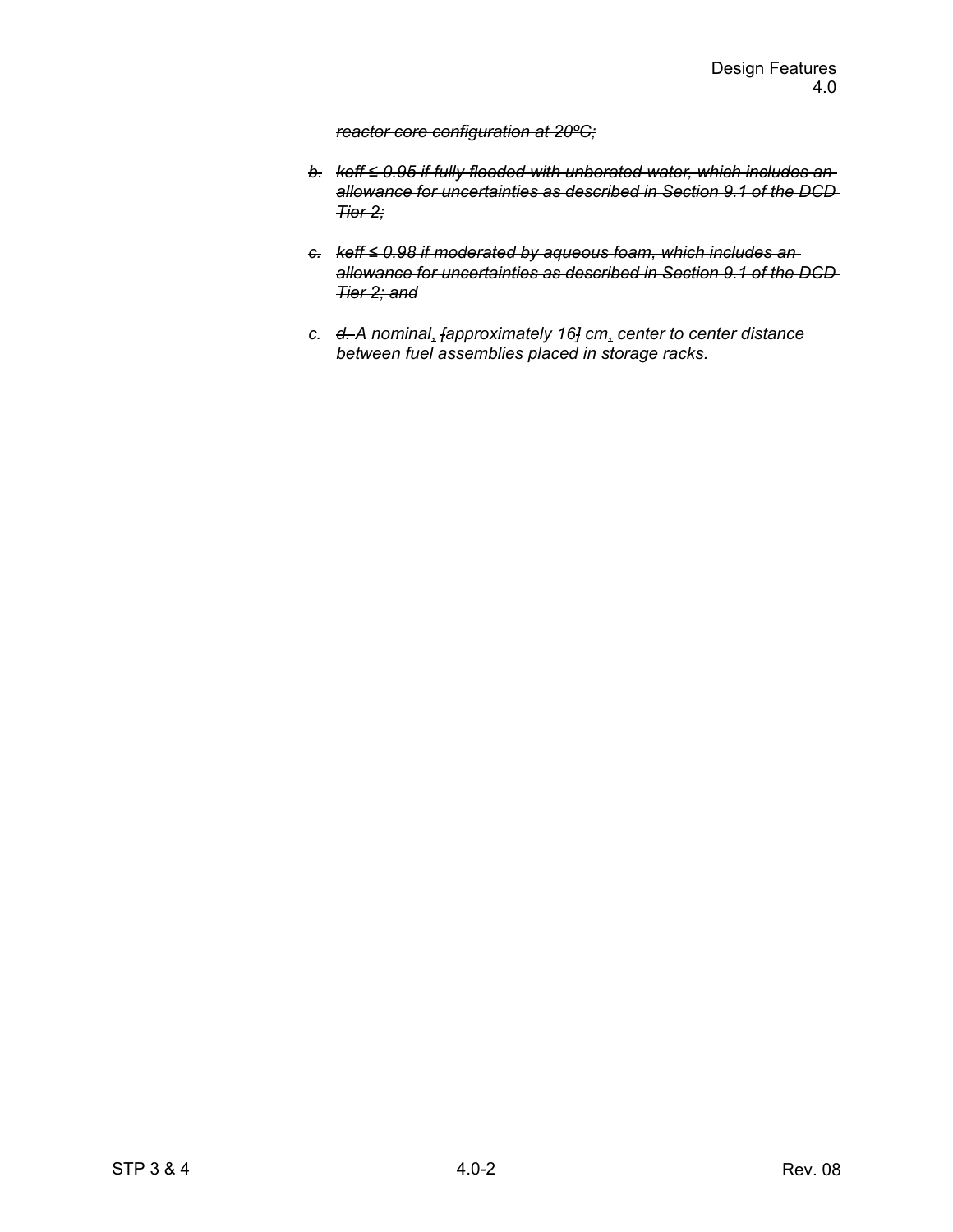~~*reactor core configuration at 20ºC;*~~

~~*b.*~~ ~~*keff ≤ 0.95 if fully flooded with unborated water, which includes an allowance for uncertainties as described in Section 9.1 of the DCD Tier 2;*~~

~~*c.*~~ ~~*keff ≤ 0.98 if moderated by aqueous foam, which includes an allowance for uncertainties as described in Section 9.1 of the DCD Tier 2; and*~~

*c.* ~~*d.*~~ *A nominal, ~~[~~approximately 16~~]~~ cm, center to center distance between fuel assemblies placed in storage racks.*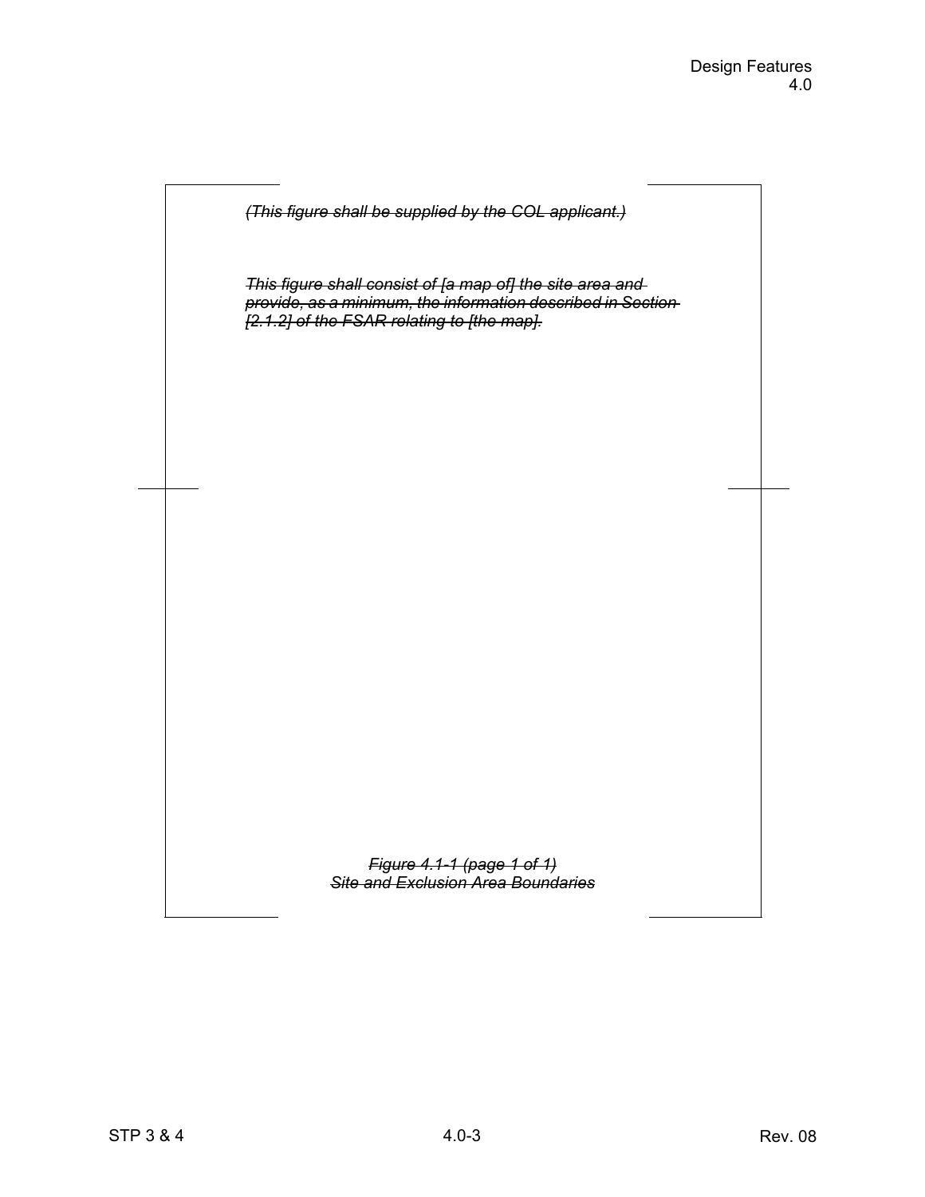~~*(This figure shall be supplied by the COL applicant.)*~~

~~*This figure shall consist of [a map of] the site area and provide, as a minimum, the information described in Section [2.1.2] of the FSAR relating to [the map].*~~

~~*Figure 4.1-1 (page 1 of 1)*~~
~~*Site and Exclusion Area Boundaries*~~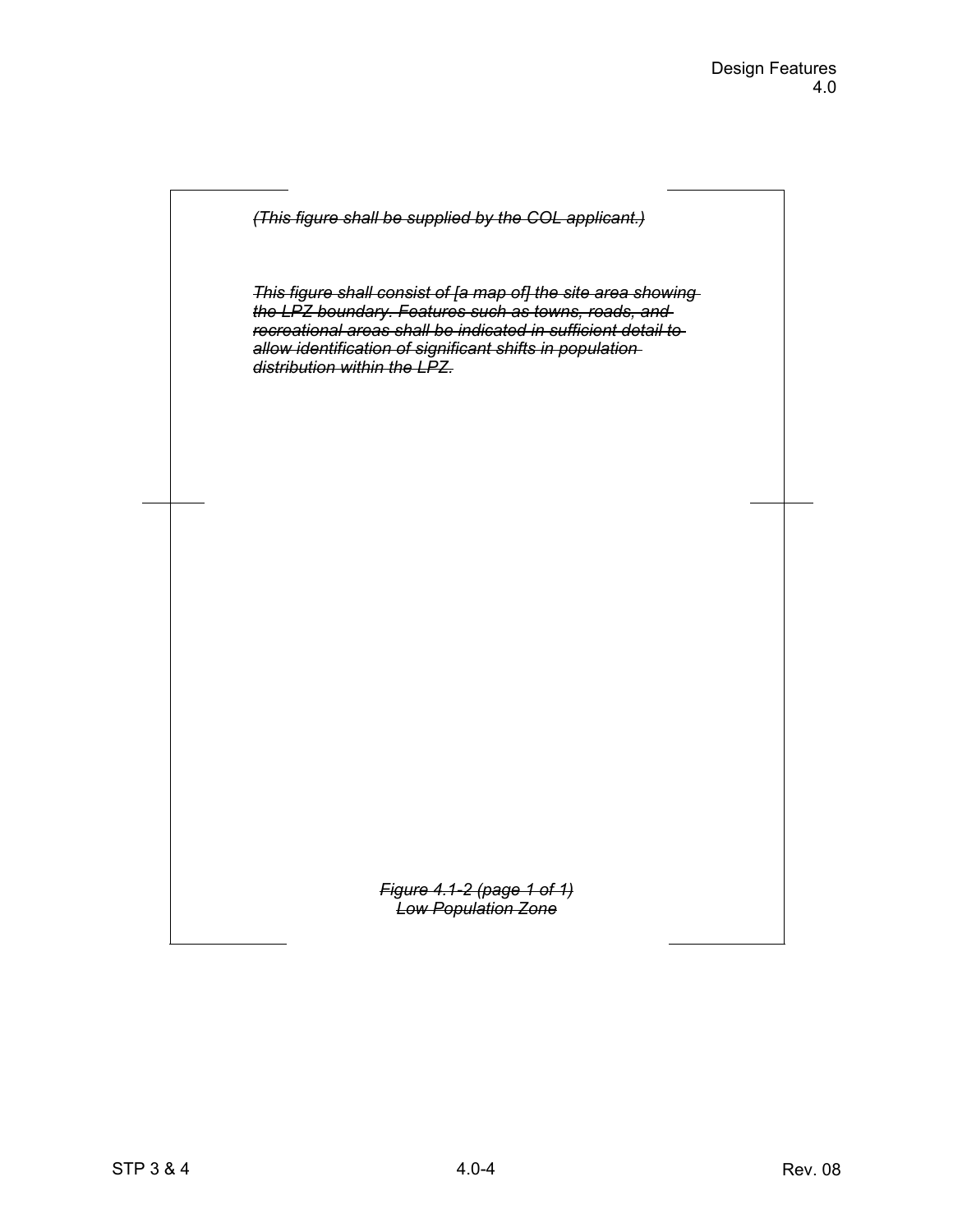~~*(This figure shall be supplied by the COL applicant.)*~~

~~*This figure shall consist of [a map of] the site area showing the LPZ boundary. Features such as towns, roads, and recreational areas shall be indicated in sufficient detail to allow identification of significant shifts in population distribution within the LPZ.*~~

~~*Figure 4.1-2 (page 1 of 1)*~~
~~*Low Population Zone*~~